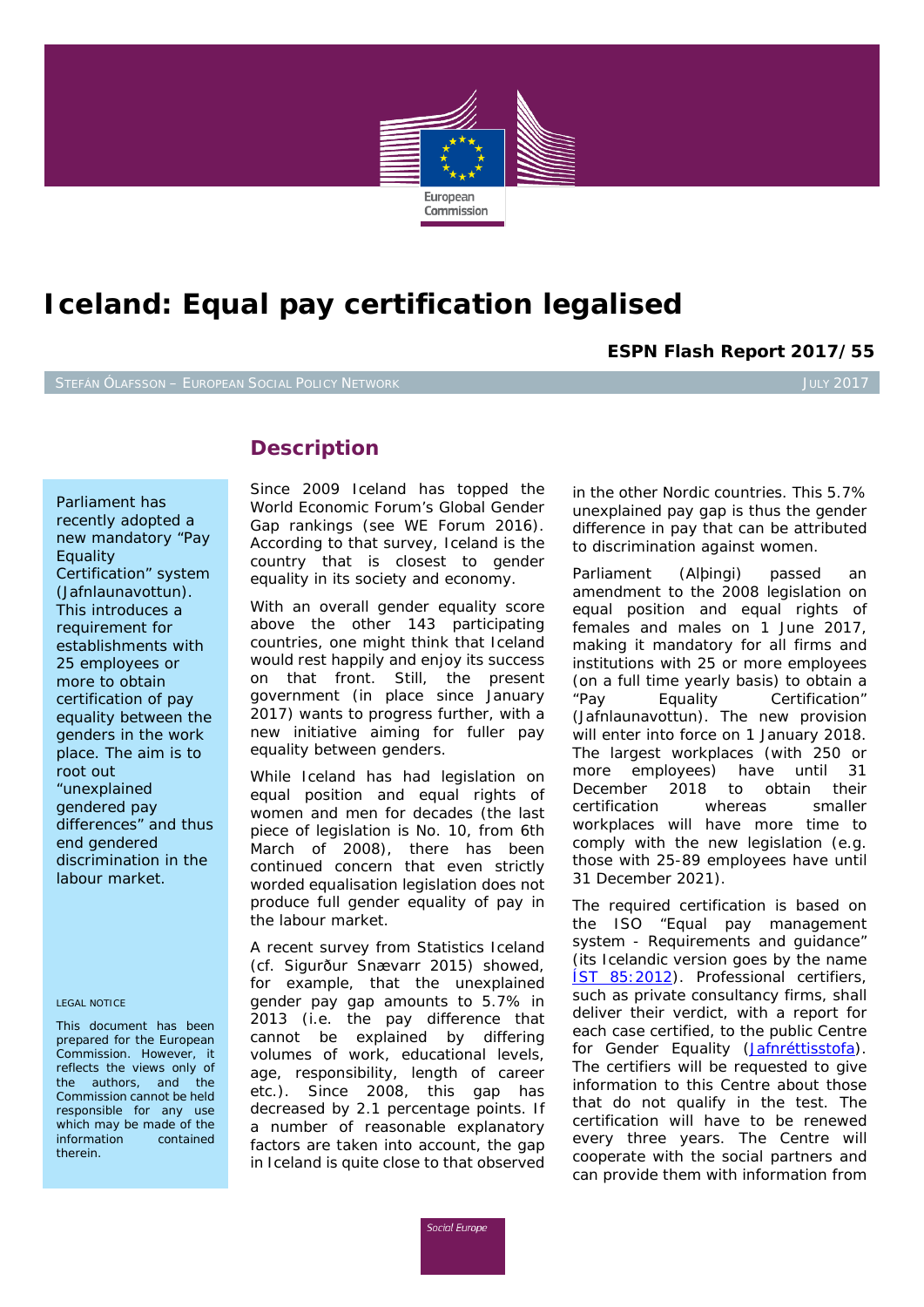# Iceland: Equal pay certification legalised

**ESPN Flash Report 2017/55**

STEFÁN ÓLAFSSON – EUROPEAN SOCIAL POLICY NETWORK JULY 2017

Parliament has recently adopted a new mandatory "Pay Equality Certification" system (Jafnlaunavottun). This introduces a requirement for establishments with 25 employees or more to obtain certification of pay equality between the genders in the work place. The aim is to root out "unexplained gendered pay differences" and thus end gendered discrimination in the labour market.

LEGAL NOTICE

This document has been prepared for the European Commission. However, it reflects the views only of the authors, and the Commission cannot be held responsible for any use which may be made of the information contained therein.

## Description

Since 2009 Iceland has topped the World Economic Forum's Global Gender Gap rankings (see WE Forum 2016). According to that survey, Iceland is the country that is closest to gender equality in its society and economy.

With an overall gender equality score above the other 143 participating countries, one might think that Iceland would rest happily and enjoy its success on that front. Still, the present government (in place since January 2017) wants to progress further, with a new initiative aiming for fuller pay equality between genders.

While Iceland has had legislation on equal position and equal rights of women and men for decades (the last piece of legislation is No. 10, from 6th March of 2008), there has been continued concern that even strictly worded equalisation legislation does not produce full gender equality of pay in the labour market.

A recent survey from Statistics Iceland (cf. Sigurður Snævarr 2015) showed, for example, that the unexplained gender pay gap amounts to 5.7% in 2013 (i.e. the pay difference that cannot be explained by differing volumes of work, educational levels, age, responsibility, length of career etc.). Since 2008, this gap has decreased by 2.1 percentage points. If a number of reasonable explanatory factors are taken into account, the gap in Iceland is quite close to that observed in the other Nordic countries. This 5.7% unexplained pay gap is thus the gender difference in pay that can be attributed to discrimination against women.

Parliament (Alþingi) passed an amendment to the 2008 legislation on equal position and equal rights of females and males on 1 June 2017, making it mandatory for all firms and institutions with 25 or more employees (on a full time yearly basis) to obtain a "Pay Equality Certification" (Jafnlaunavottun). The new provision will enter into force on 1 January 2018. The largest workplaces (with 250 or more employees) have until 31 December 2018 to obtain their certification whereas smaller workplaces will have more time to comply with the new legislation (e.g. those with 25-89 employees have until 31 December 2021).

The required certification is based on the ISO "Equal pay management system - Requirements and guidance" (its Icelandic version goes by the name [ÍST 85:2012]). Professional certifiers, such as private consultancy firms, shall deliver their verdict, with a report for each case certified, to the public Centre for Gender Equality ([Jafnréttisstofa]). The certifiers will be requested to give information to this Centre about those that do not qualify in the test. The certification will have to be renewed every three years. The Centre will cooperate with the social partners and can provide them with information from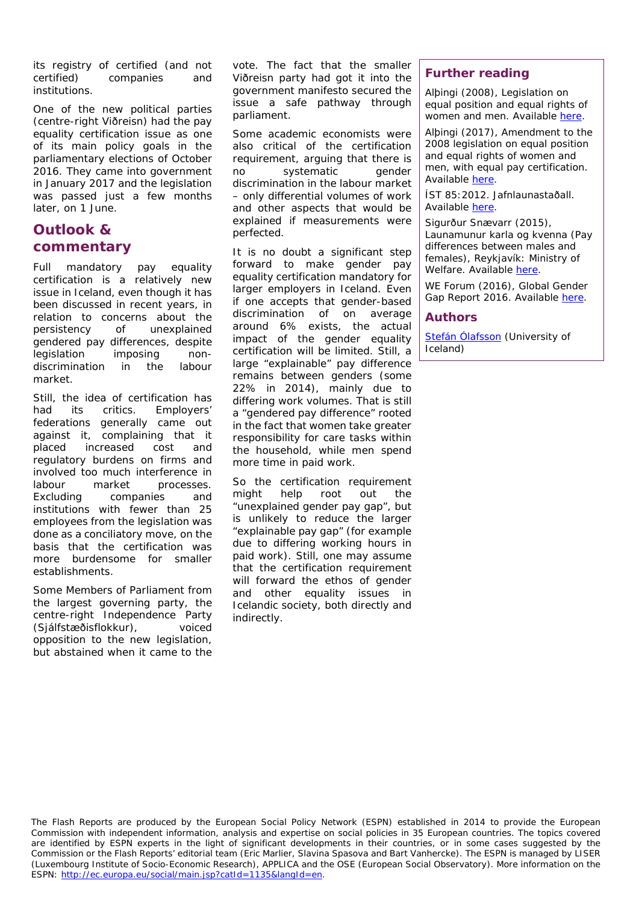its registry of certified (and not certified) companies and institutions.

One of the new political parties (centre-right Viðreisn) had the pay equality certification issue as one of its main policy goals in the parliamentary elections of October 2016. They came into government in January 2017 and the legislation was passed just a few months later, on 1 June.

## Outlook & commentary

Full mandatory pay equality certification is a relatively new issue in Iceland, even though it has been discussed in recent years, in relation to concerns about the persistency of unexplained gendered pay differences, despite legislation imposing non-discrimination in the labour market.

Still, the idea of certification has had its critics. Employers' federations generally came out against it, complaining that it placed increased cost and regulatory burdens on firms and involved too much interference in labour market processes. Excluding companies and institutions with fewer than 25 employees from the legislation was done as a conciliatory move, on the basis that the certification was more burdensome for smaller establishments.

Some Members of Parliament from the largest governing party, the centre-right Independence Party (Sjálfstæðisflokkur), voiced opposition to the new legislation, but abstained when it came to the vote. The fact that the smaller Viðreisn party had got it into the government manifesto secured the issue a safe pathway through parliament.

Some academic economists were also critical of the certification requirement, arguing that there is no systematic gender discrimination in the labour market – only differential volumes of work and other aspects that would be explained if measurements were perfected.

It is no doubt a significant step forward to make gender pay equality certification mandatory for larger employers in Iceland. Even if one accepts that gender-based discrimination of on average around 6% exists, the actual impact of the gender equality certification will be limited. Still, a large "explainable" pay difference remains between genders (some 22% in 2014), mainly due to differing work volumes. That is still a "gendered pay difference" rooted in the fact that women take greater responsibility for care tasks within the household, while men spend more time in paid work.

So the certification requirement might help root out the "unexplained gender pay gap", but is unlikely to reduce the larger "explainable pay gap" (for example due to differing working hours in paid work). Still, one may assume that the certification requirement will forward the ethos of gender and other equality issues in Icelandic society, both directly and indirectly.

## Further reading

Alþingi (2008), Legislation on equal position and equal rights of women and men. Available here.

Alþingi (2017), Amendment to the 2008 legislation on equal position and equal rights of women and men, with equal pay certification. Available here.

ÍST 85:2012. Jafnlaunastaðall. Available here.

Sigurður Snævarr (2015), Launamunur karla og kvenna (Pay differences between males and females), Reykjavík: Ministry of Welfare. Available here.

WE Forum (2016), Global Gender Gap Report 2016. Available here.

## Authors

Stefán Ólafsson (University of Iceland)

The Flash Reports are produced by the European Social Policy Network (ESPN) established in 2014 to provide the European Commission with independent information, analysis and expertise on social policies in 35 European countries. The topics covered are identified by ESPN experts in the light of significant developments in their countries, or in some cases suggested by the Commission or the Flash Reports' editorial team (Eric Marlier, Slavina Spasova and Bart Vanhercke). The ESPN is managed by LISER (Luxembourg Institute of Socio-Economic Research), APPLICA and the OSE (European Social Observatory). More information on the ESPN: http://ec.europa.eu/social/main.jsp?catId=1135&langId=en.